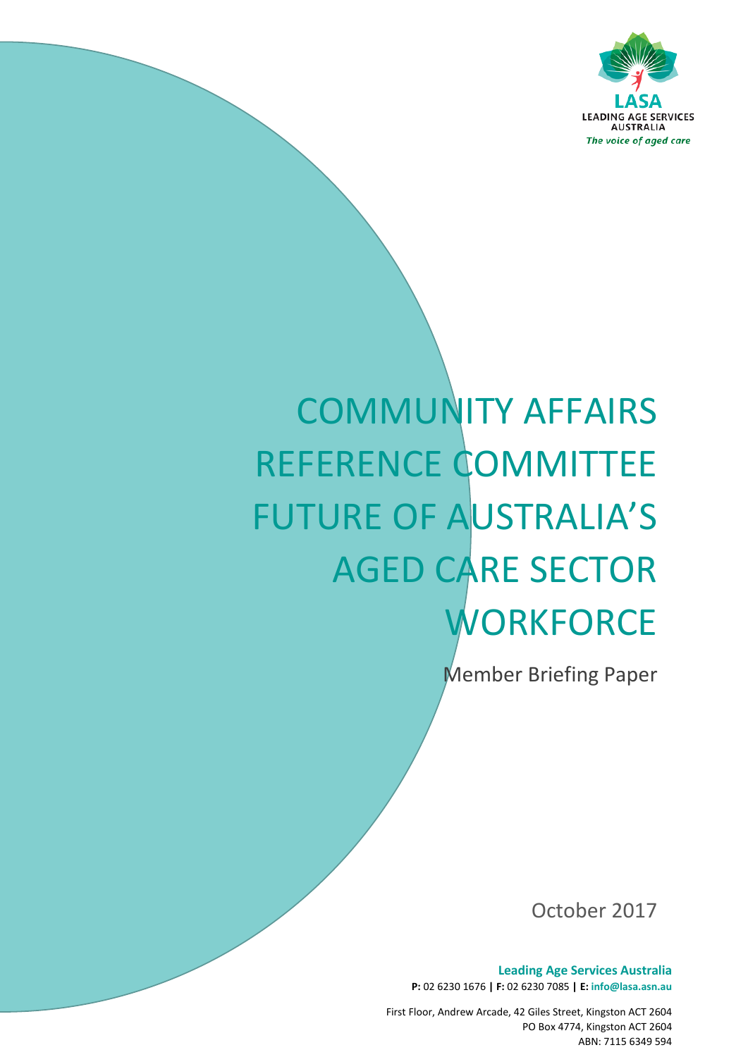LASA
LEADING AGE SERVICES AUSTRALIA
*The voice of aged care*

# COMMUNITY AFFAIRS REFERENCE COMMITTEE FUTURE OF AUSTRALIA'S AGED CARE SECTOR WORKFORCE

Member Briefing Paper

October 2017

**Leading Age Services Australia**
**P:** 02 6230 1676 **|** **F:** 02 6230 7085 **|** **E:** **info@lasa.asn.au**

First Floor, Andrew Arcade, 42 Giles Street, Kingston ACT 2604
PO Box 4774, Kingston ACT 2604
ABN: 7115 6349 594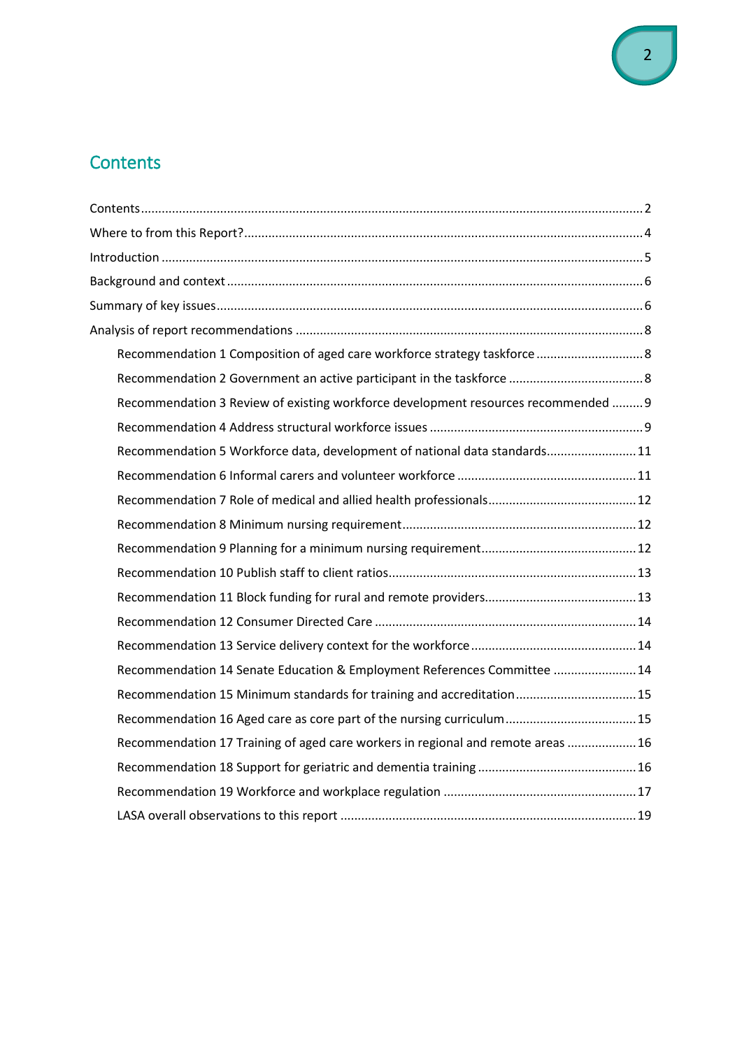## Contents

Contents ..... 2

Where to from this Report? ..... 4

Introduction ..... 5

Background and context ..... 6

Summary of key issues ..... 6

Analysis of report recommendations ..... 8

- Recommendation 1 Composition of aged care workforce strategy taskforce ..... 8
- Recommendation 2 Government an active participant in the taskforce ..... 8
- Recommendation 3 Review of existing workforce development resources recommended ..... 9
- Recommendation 4 Address structural workforce issues ..... 9
- Recommendation 5 Workforce data, development of national data standards ..... 11
- Recommendation 6 Informal carers and volunteer workforce ..... 11
- Recommendation 7 Role of medical and allied health professionals ..... 12
- Recommendation 8 Minimum nursing requirement ..... 12
- Recommendation 9 Planning for a minimum nursing requirement ..... 12
- Recommendation 10 Publish staff to client ratios ..... 13
- Recommendation 11 Block funding for rural and remote providers ..... 13
- Recommendation 12 Consumer Directed Care ..... 14
- Recommendation 13 Service delivery context for the workforce ..... 14
- Recommendation 14 Senate Education & Employment References Committee ..... 14
- Recommendation 15 Minimum standards for training and accreditation ..... 15
- Recommendation 16 Aged care as core part of the nursing curriculum ..... 15
- Recommendation 17 Training of aged care workers in regional and remote areas ..... 16
- Recommendation 18 Support for geriatric and dementia training ..... 16
- Recommendation 19 Workforce and workplace regulation ..... 17
- LASA overall observations to this report ..... 19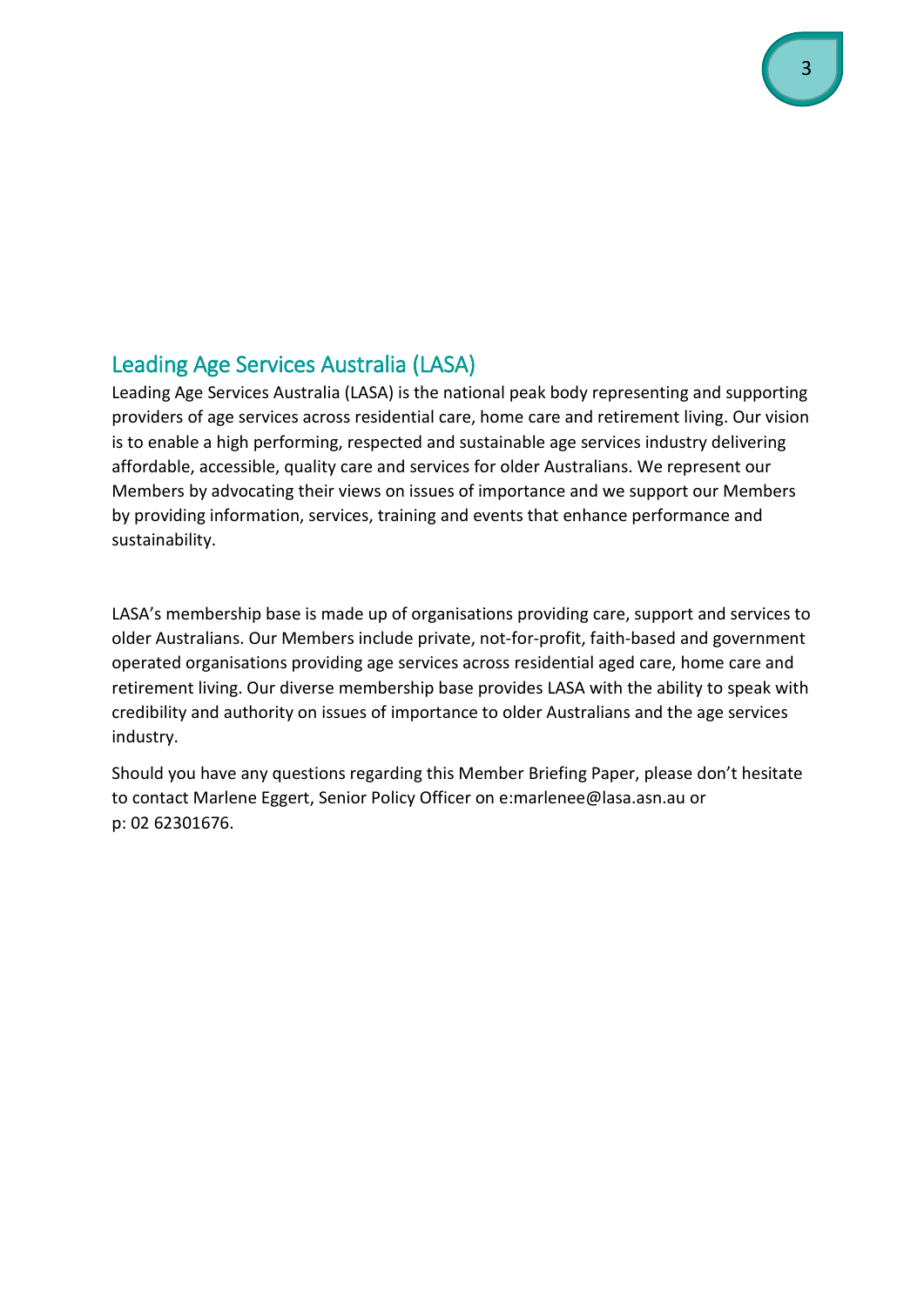## Leading Age Services Australia (LASA)

Leading Age Services Australia (LASA) is the national peak body representing and supporting providers of age services across residential care, home care and retirement living. Our vision is to enable a high performing, respected and sustainable age services industry delivering affordable, accessible, quality care and services for older Australians. We represent our Members by advocating their views on issues of importance and we support our Members by providing information, services, training and events that enhance performance and sustainability.

LASA's membership base is made up of organisations providing care, support and services to older Australians. Our Members include private, not-for-profit, faith-based and government operated organisations providing age services across residential aged care, home care and retirement living. Our diverse membership base provides LASA with the ability to speak with credibility and authority on issues of importance to older Australians and the age services industry.

Should you have any questions regarding this Member Briefing Paper, please don't hesitate to contact Marlene Eggert, Senior Policy Officer on e:marlenee@lasa.asn.au or p: 02 62301676.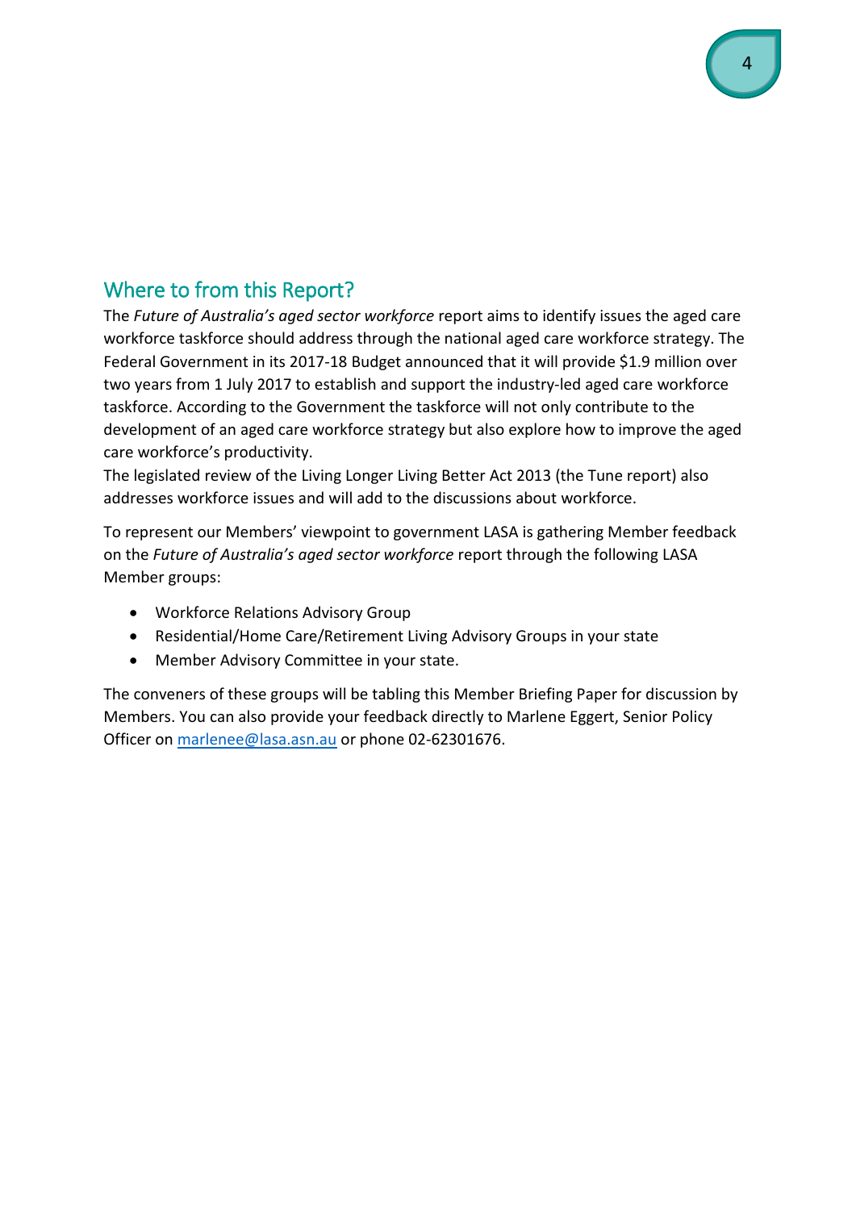## Where to from this Report?

The *Future of Australia's aged sector workforce* report aims to identify issues the aged care workforce taskforce should address through the national aged care workforce strategy. The Federal Government in its 2017-18 Budget announced that it will provide $1.9 million over two years from 1 July 2017 to establish and support the industry-led aged care workforce taskforce. According to the Government the taskforce will not only contribute to the development of an aged care workforce strategy but also explore how to improve the aged care workforce's productivity.

The legislated review of the Living Longer Living Better Act 2013 (the Tune report) also addresses workforce issues and will add to the discussions about workforce.

To represent our Members' viewpoint to government LASA is gathering Member feedback on the *Future of Australia's aged sector workforce* report through the following LASA Member groups:

- Workforce Relations Advisory Group
- Residential/Home Care/Retirement Living Advisory Groups in your state
- Member Advisory Committee in your state.

The conveners of these groups will be tabling this Member Briefing Paper for discussion by Members. You can also provide your feedback directly to Marlene Eggert, Senior Policy Officer on marlenee@lasa.asn.au or phone 02-62301676.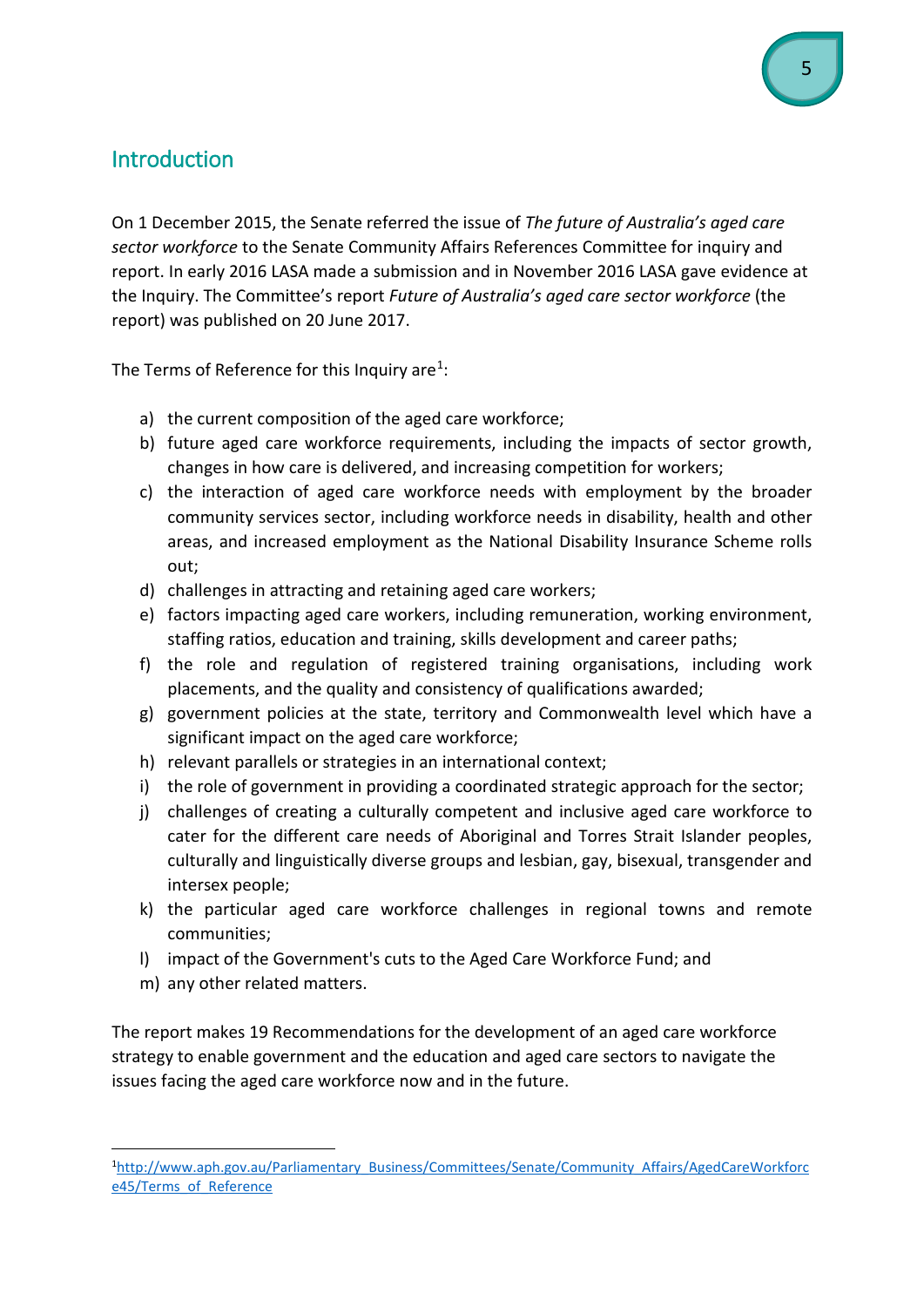## Introduction

On 1 December 2015, the Senate referred the issue of *The future of Australia's aged care sector workforce* to the Senate Community Affairs References Committee for inquiry and report. In early 2016 LASA made a submission and in November 2016 LASA gave evidence at the Inquiry. The Committee's report *Future of Australia's aged care sector workforce* (the report) was published on 20 June 2017.

The Terms of Reference for this Inquiry are[1]:

a) the current composition of the aged care workforce;
b) future aged care workforce requirements, including the impacts of sector growth, changes in how care is delivered, and increasing competition for workers;
c) the interaction of aged care workforce needs with employment by the broader community services sector, including workforce needs in disability, health and other areas, and increased employment as the National Disability Insurance Scheme rolls out;
d) challenges in attracting and retaining aged care workers;
e) factors impacting aged care workers, including remuneration, working environment, staffing ratios, education and training, skills development and career paths;
f) the role and regulation of registered training organisations, including work placements, and the quality and consistency of qualifications awarded;
g) government policies at the state, territory and Commonwealth level which have a significant impact on the aged care workforce;
h) relevant parallels or strategies in an international context;
i) the role of government in providing a coordinated strategic approach for the sector;
j) challenges of creating a culturally competent and inclusive aged care workforce to cater for the different care needs of Aboriginal and Torres Strait Islander peoples, culturally and linguistically diverse groups and lesbian, gay, bisexual, transgender and intersex people;
k) the particular aged care workforce challenges in regional towns and remote communities;
l) impact of the Government's cuts to the Aged Care Workforce Fund; and
m) any other related matters.

The report makes 19 Recommendations for the development of an aged care workforce strategy to enable government and the education and aged care sectors to navigate the issues facing the aged care workforce now and in the future.

---

[1] http://www.aph.gov.au/Parliamentary_Business/Committees/Senate/Community_Affairs/AgedCareWorkforce45/Terms_of_Reference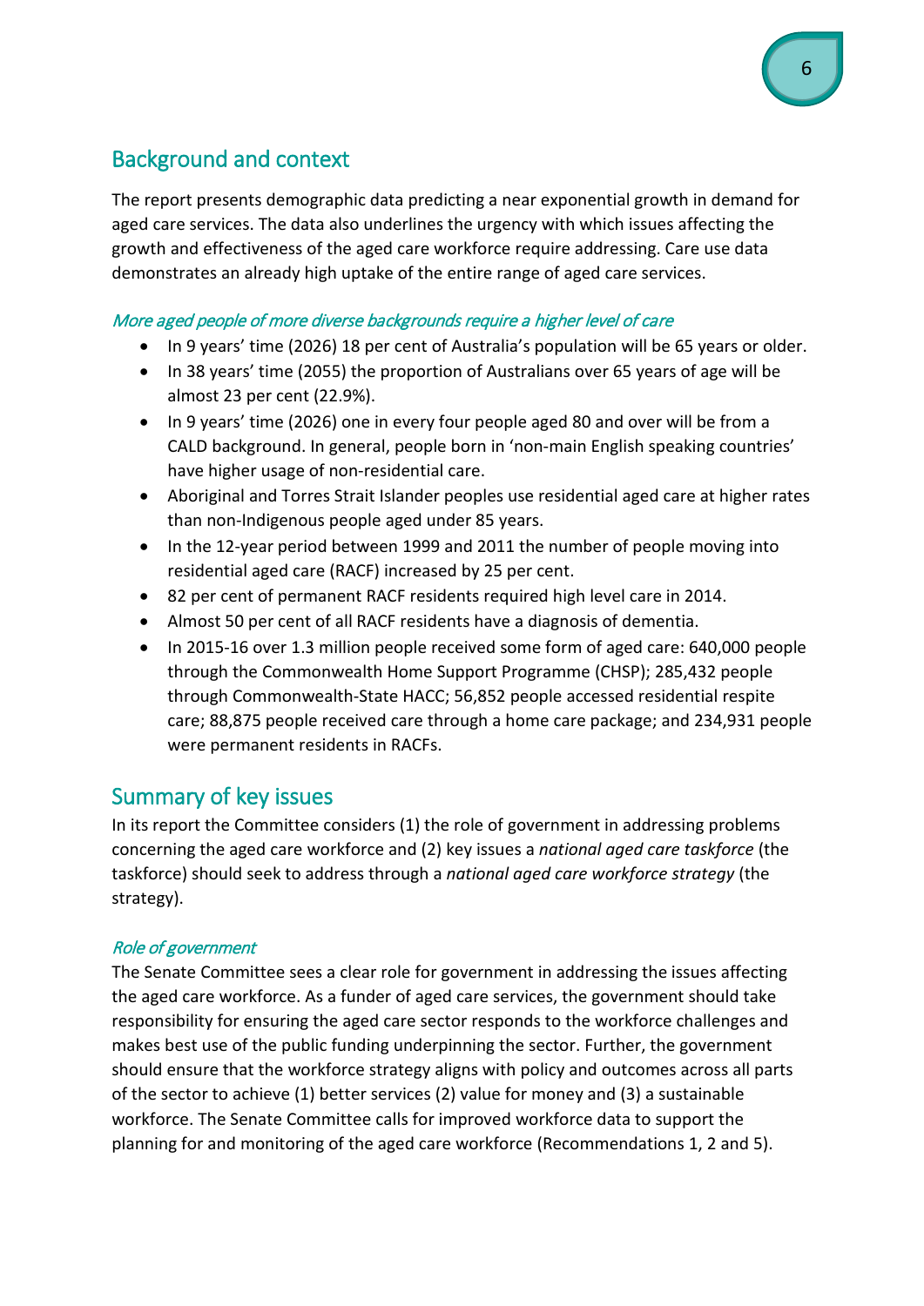## Background and context

The report presents demographic data predicting a near exponential growth in demand for aged care services. The data also underlines the urgency with which issues affecting the growth and effectiveness of the aged care workforce require addressing. Care use data demonstrates an already high uptake of the entire range of aged care services.

*More aged people of more diverse backgrounds require a higher level of care*

- In 9 years' time (2026) 18 per cent of Australia's population will be 65 years or older.
- In 38 years' time (2055) the proportion of Australians over 65 years of age will be almost 23 per cent (22.9%).
- In 9 years' time (2026) one in every four people aged 80 and over will be from a CALD background. In general, people born in 'non-main English speaking countries' have higher usage of non-residential care.
- Aboriginal and Torres Strait Islander peoples use residential aged care at higher rates than non-Indigenous people aged under 85 years.
- In the 12-year period between 1999 and 2011 the number of people moving into residential aged care (RACF) increased by 25 per cent.
- 82 per cent of permanent RACF residents required high level care in 2014.
- Almost 50 per cent of all RACF residents have a diagnosis of dementia.
- In 2015-16 over 1.3 million people received some form of aged care: 640,000 people through the Commonwealth Home Support Programme (CHSP); 285,432 people through Commonwealth-State HACC; 56,852 people accessed residential respite care; 88,875 people received care through a home care package; and 234,931 people were permanent residents in RACFs.

## Summary of key issues

In its report the Committee considers (1) the role of government in addressing problems concerning the aged care workforce and (2) key issues a *national aged care taskforce* (the taskforce) should seek to address through a *national aged care workforce strategy* (the strategy).

*Role of government*

The Senate Committee sees a clear role for government in addressing the issues affecting the aged care workforce. As a funder of aged care services, the government should take responsibility for ensuring the aged care sector responds to the workforce challenges and makes best use of the public funding underpinning the sector. Further, the government should ensure that the workforce strategy aligns with policy and outcomes across all parts of the sector to achieve (1) better services (2) value for money and (3) a sustainable workforce. The Senate Committee calls for improved workforce data to support the planning for and monitoring of the aged care workforce (Recommendations 1, 2 and 5).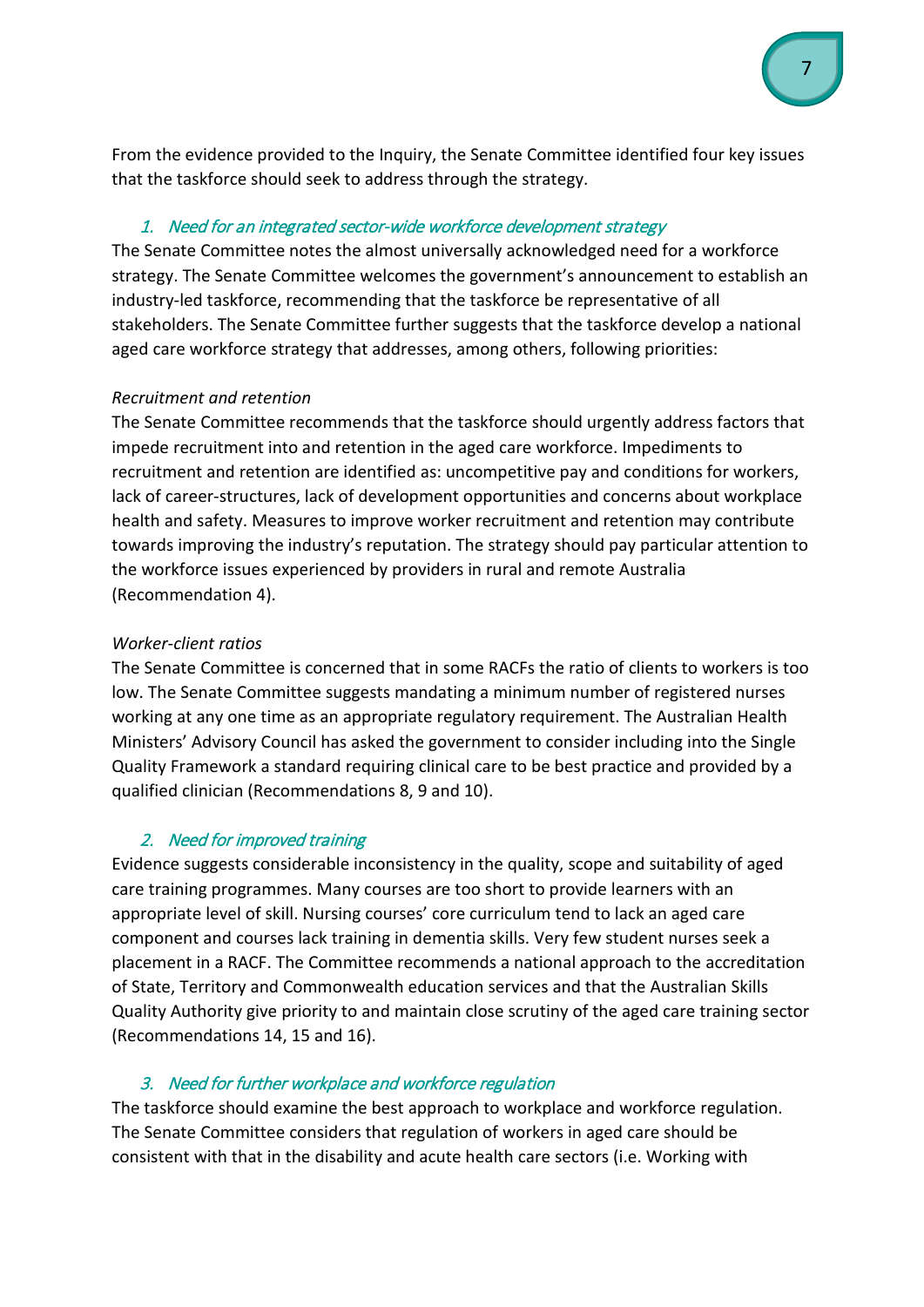From the evidence provided to the Inquiry, the Senate Committee identified four key issues that the taskforce should seek to address through the strategy.

### *1. Need for an integrated sector-wide workforce development strategy*

The Senate Committee notes the almost universally acknowledged need for a workforce strategy. The Senate Committee welcomes the government's announcement to establish an industry-led taskforce, recommending that the taskforce be representative of all stakeholders. The Senate Committee further suggests that the taskforce develop a national aged care workforce strategy that addresses, among others, following priorities:

*Recruitment and retention*

The Senate Committee recommends that the taskforce should urgently address factors that impede recruitment into and retention in the aged care workforce. Impediments to recruitment and retention are identified as: uncompetitive pay and conditions for workers, lack of career-structures, lack of development opportunities and concerns about workplace health and safety. Measures to improve worker recruitment and retention may contribute towards improving the industry's reputation. The strategy should pay particular attention to the workforce issues experienced by providers in rural and remote Australia (Recommendation 4).

*Worker-client ratios*

The Senate Committee is concerned that in some RACFs the ratio of clients to workers is too low. The Senate Committee suggests mandating a minimum number of registered nurses working at any one time as an appropriate regulatory requirement. The Australian Health Ministers' Advisory Council has asked the government to consider including into the Single Quality Framework a standard requiring clinical care to be best practice and provided by a qualified clinician (Recommendations 8, 9 and 10).

### *2. Need for improved training*

Evidence suggests considerable inconsistency in the quality, scope and suitability of aged care training programmes. Many courses are too short to provide learners with an appropriate level of skill. Nursing courses' core curriculum tend to lack an aged care component and courses lack training in dementia skills. Very few student nurses seek a placement in a RACF. The Committee recommends a national approach to the accreditation of State, Territory and Commonwealth education services and that the Australian Skills Quality Authority give priority to and maintain close scrutiny of the aged care training sector (Recommendations 14, 15 and 16).

### *3. Need for further workplace and workforce regulation*

The taskforce should examine the best approach to workplace and workforce regulation. The Senate Committee considers that regulation of workers in aged care should be consistent with that in the disability and acute health care sectors (i.e. Working with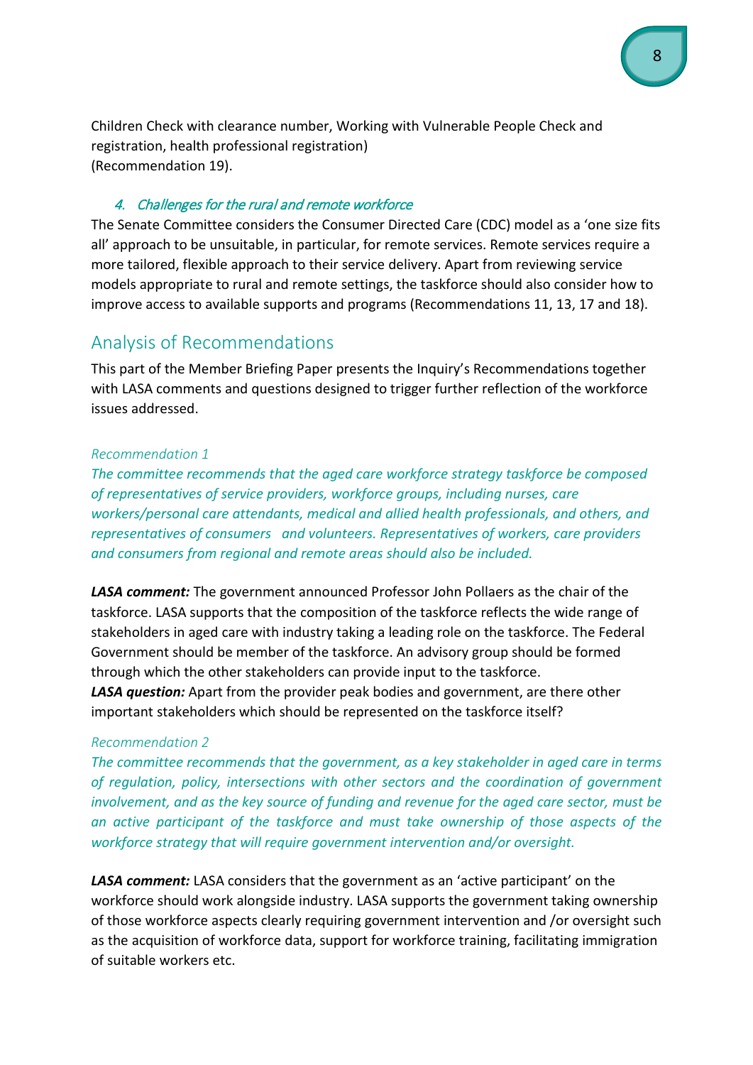Children Check with clearance number, Working with Vulnerable People Check and registration, health professional registration)
(Recommendation 19).

### *4. Challenges for the rural and remote workforce*

The Senate Committee considers the Consumer Directed Care (CDC) model as a 'one size fits all' approach to be unsuitable, in particular, for remote services. Remote services require a more tailored, flexible approach to their service delivery. Apart from reviewing service models appropriate to rural and remote settings, the taskforce should also consider how to improve access to available supports and programs (Recommendations 11, 13, 17 and 18).

## Analysis of Recommendations

This part of the Member Briefing Paper presents the Inquiry's Recommendations together with LASA comments and questions designed to trigger further reflection of the workforce issues addressed.

*Recommendation 1*

*The committee recommends that the aged care workforce strategy taskforce be composed of representatives of service providers, workforce groups, including nurses, care workers/personal care attendants, medical and allied health professionals, and others, and representatives of consumers and volunteers. Representatives of workers, care providers and consumers from regional and remote areas should also be included.*

***LASA comment:*** The government announced Professor John Pollaers as the chair of the taskforce. LASA supports that the composition of the taskforce reflects the wide range of stakeholders in aged care with industry taking a leading role on the taskforce. The Federal Government should be member of the taskforce. An advisory group should be formed through which the other stakeholders can provide input to the taskforce.
***LASA question:*** Apart from the provider peak bodies and government, are there other important stakeholders which should be represented on the taskforce itself?

*Recommendation 2*

*The committee recommends that the government, as a key stakeholder in aged care in terms of regulation, policy, intersections with other sectors and the coordination of government involvement, and as the key source of funding and revenue for the aged care sector, must be an active participant of the taskforce and must take ownership of those aspects of the workforce strategy that will require government intervention and/or oversight.*

***LASA comment:*** LASA considers that the government as an 'active participant' on the workforce should work alongside industry. LASA supports the government taking ownership of those workforce aspects clearly requiring government intervention and /or oversight such as the acquisition of workforce data, support for workforce training, facilitating immigration of suitable workers etc.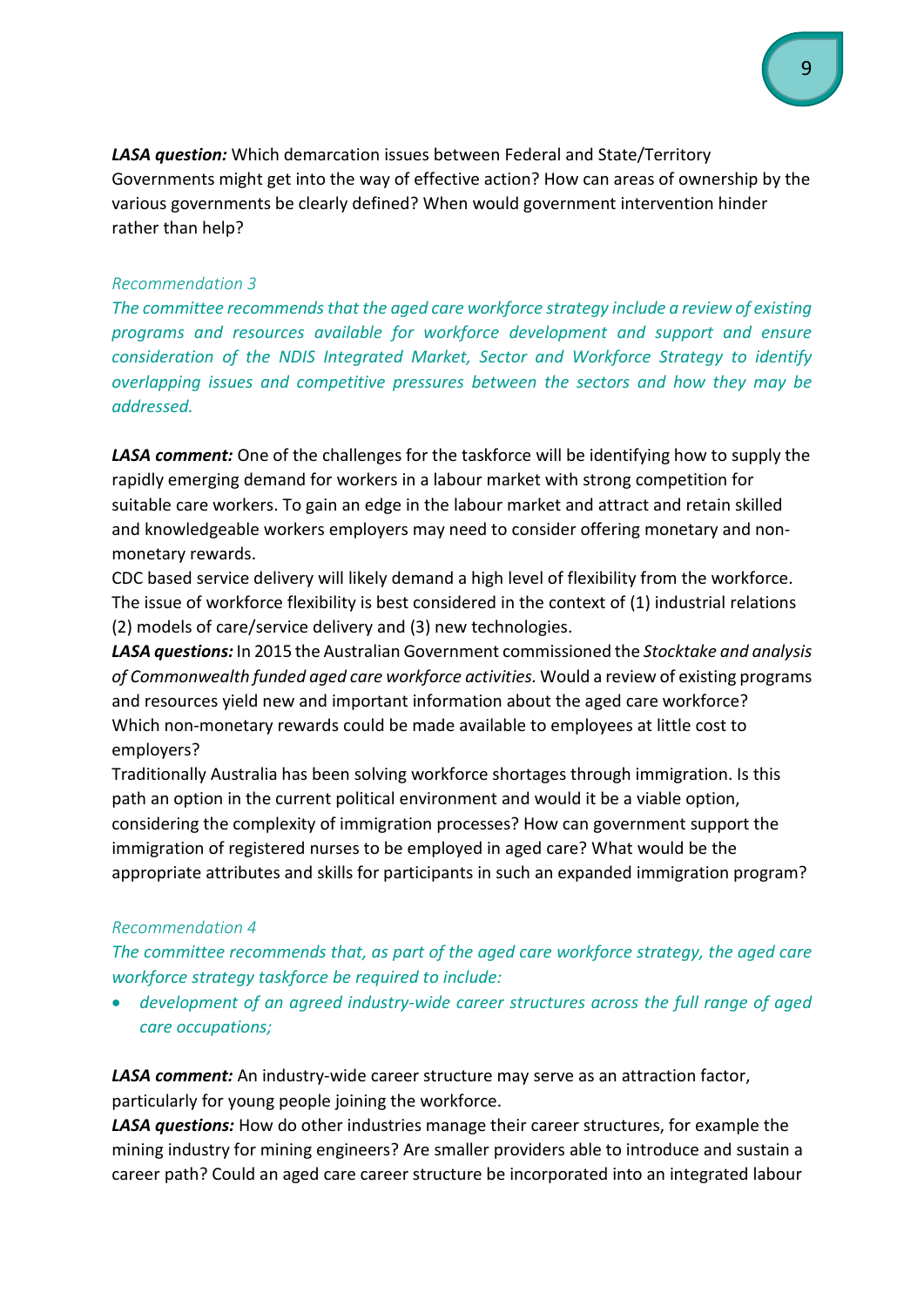***LASA question:*** Which demarcation issues between Federal and State/Territory Governments might get into the way of effective action? How can areas of ownership by the various governments be clearly defined? When would government intervention hinder rather than help?

*Recommendation 3*

*The committee recommends that the aged care workforce strategy include a review of existing programs and resources available for workforce development and support and ensure consideration of the NDIS Integrated Market, Sector and Workforce Strategy to identify overlapping issues and competitive pressures between the sectors and how they may be addressed.*

***LASA comment:*** One of the challenges for the taskforce will be identifying how to supply the rapidly emerging demand for workers in a labour market with strong competition for suitable care workers. To gain an edge in the labour market and attract and retain skilled and knowledgeable workers employers may need to consider offering monetary and non-monetary rewards.

CDC based service delivery will likely demand a high level of flexibility from the workforce. The issue of workforce flexibility is best considered in the context of (1) industrial relations (2) models of care/service delivery and (3) new technologies.

***LASA questions:*** In 2015 the Australian Government commissioned the *Stocktake and analysis of Commonwealth funded aged care workforce activities.* Would a review of existing programs and resources yield new and important information about the aged care workforce? Which non-monetary rewards could be made available to employees at little cost to employers?

Traditionally Australia has been solving workforce shortages through immigration. Is this path an option in the current political environment and would it be a viable option, considering the complexity of immigration processes? How can government support the immigration of registered nurses to be employed in aged care? What would be the appropriate attributes and skills for participants in such an expanded immigration program?

*Recommendation 4*

*The committee recommends that, as part of the aged care workforce strategy, the aged care workforce strategy taskforce be required to include:*

- *development of an agreed industry-wide career structures across the full range of aged care occupations;*

***LASA comment:*** An industry-wide career structure may serve as an attraction factor, particularly for young people joining the workforce.

***LASA questions:*** How do other industries manage their career structures, for example the mining industry for mining engineers? Are smaller providers able to introduce and sustain a career path? Could an aged care career structure be incorporated into an integrated labour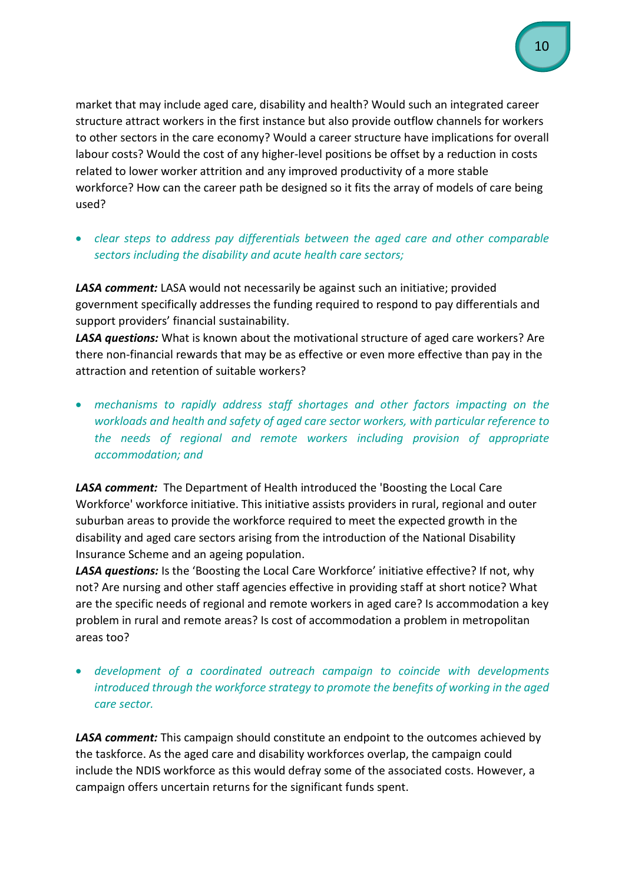market that may include aged care, disability and health? Would such an integrated career structure attract workers in the first instance but also provide outflow channels for workers to other sectors in the care economy? Would a career structure have implications for overall labour costs? Would the cost of any higher-level positions be offset by a reduction in costs related to lower worker attrition and any improved productivity of a more stable workforce? How can the career path be designed so it fits the array of models of care being used?

- *clear steps to address pay differentials between the aged care and other comparable sectors including the disability and acute health care sectors;*

***LASA comment:*** LASA would not necessarily be against such an initiative; provided government specifically addresses the funding required to respond to pay differentials and support providers' financial sustainability.
***LASA questions:*** What is known about the motivational structure of aged care workers? Are there non-financial rewards that may be as effective or even more effective than pay in the attraction and retention of suitable workers?

- *mechanisms to rapidly address staff shortages and other factors impacting on the workloads and health and safety of aged care sector workers, with particular reference to the needs of regional and remote workers including provision of appropriate accommodation; and*

***LASA comment:*** The Department of Health introduced the 'Boosting the Local Care Workforce' workforce initiative. This initiative assists providers in rural, regional and outer suburban areas to provide the workforce required to meet the expected growth in the disability and aged care sectors arising from the introduction of the National Disability Insurance Scheme and an ageing population.
***LASA questions:*** Is the 'Boosting the Local Care Workforce' initiative effective? If not, why not? Are nursing and other staff agencies effective in providing staff at short notice? What are the specific needs of regional and remote workers in aged care? Is accommodation a key problem in rural and remote areas? Is cost of accommodation a problem in metropolitan areas too?

- *development of a coordinated outreach campaign to coincide with developments introduced through the workforce strategy to promote the benefits of working in the aged care sector.*

***LASA comment:*** This campaign should constitute an endpoint to the outcomes achieved by the taskforce. As the aged care and disability workforces overlap, the campaign could include the NDIS workforce as this would defray some of the associated costs. However, a campaign offers uncertain returns for the significant funds spent.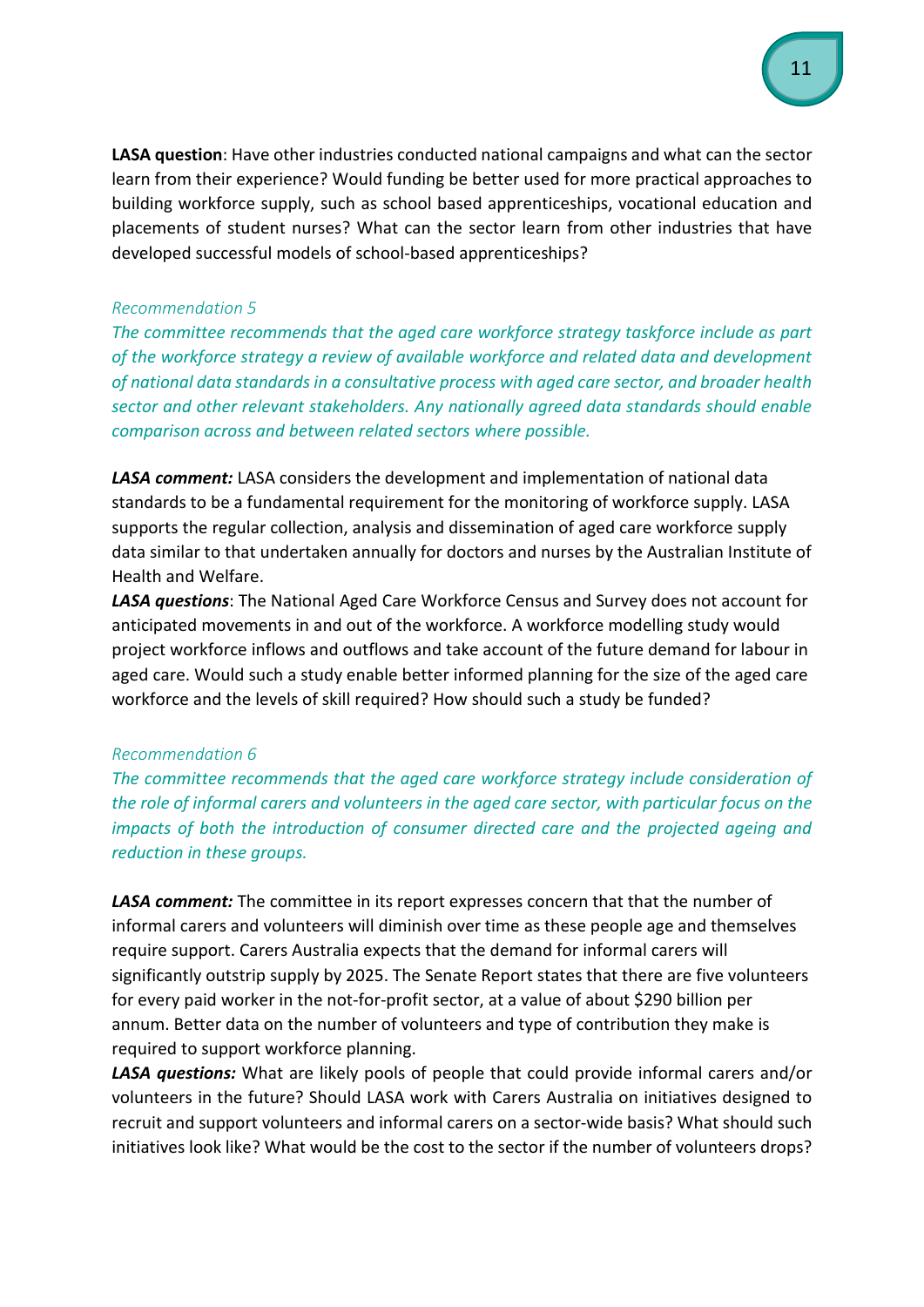**LASA question**: Have other industries conducted national campaigns and what can the sector learn from their experience? Would funding be better used for more practical approaches to building workforce supply, such as school based apprenticeships, vocational education and placements of student nurses? What can the sector learn from other industries that have developed successful models of school-based apprenticeships?

*Recommendation 5*

*The committee recommends that the aged care workforce strategy taskforce include as part of the workforce strategy a review of available workforce and related data and development of national data standards in a consultative process with aged care sector, and broader health sector and other relevant stakeholders. Any nationally agreed data standards should enable comparison across and between related sectors where possible.*

***LASA comment:*** LASA considers the development and implementation of national data standards to be a fundamental requirement for the monitoring of workforce supply. LASA supports the regular collection, analysis and dissemination of aged care workforce supply data similar to that undertaken annually for doctors and nurses by the Australian Institute of Health and Welfare.

***LASA questions***: The National Aged Care Workforce Census and Survey does not account for anticipated movements in and out of the workforce. A workforce modelling study would project workforce inflows and outflows and take account of the future demand for labour in aged care. Would such a study enable better informed planning for the size of the aged care workforce and the levels of skill required? How should such a study be funded?

*Recommendation 6*

*The committee recommends that the aged care workforce strategy include consideration of the role of informal carers and volunteers in the aged care sector, with particular focus on the impacts of both the introduction of consumer directed care and the projected ageing and reduction in these groups.*

***LASA comment:*** The committee in its report expresses concern that that the number of informal carers and volunteers will diminish over time as these people age and themselves require support. Carers Australia expects that the demand for informal carers will significantly outstrip supply by 2025. The Senate Report states that there are five volunteers for every paid worker in the not-for-profit sector, at a value of about $290 billion per annum. Better data on the number of volunteers and type of contribution they make is required to support workforce planning.

***LASA questions:*** What are likely pools of people that could provide informal carers and/or volunteers in the future? Should LASA work with Carers Australia on initiatives designed to recruit and support volunteers and informal carers on a sector-wide basis? What should such initiatives look like? What would be the cost to the sector if the number of volunteers drops?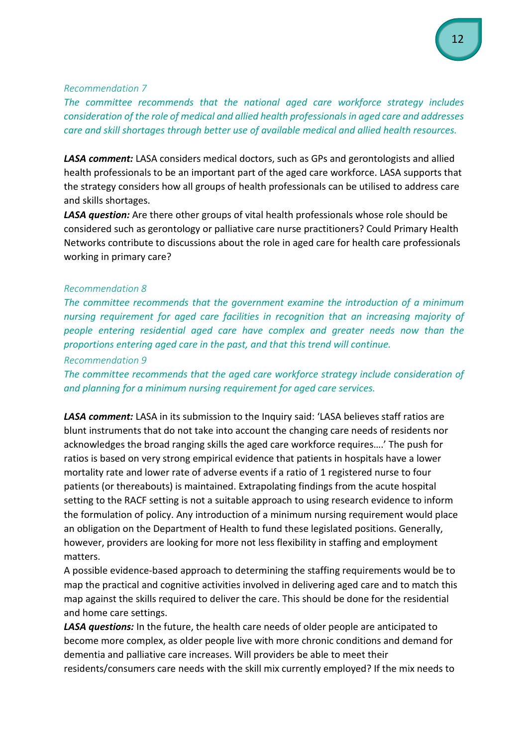*Recommendation 7*

*The committee recommends that the national aged care workforce strategy includes consideration of the role of medical and allied health professionals in aged care and addresses care and skill shortages through better use of available medical and allied health resources.*

***LASA comment:*** LASA considers medical doctors, such as GPs and gerontologists and allied health professionals to be an important part of the aged care workforce. LASA supports that the strategy considers how all groups of health professionals can be utilised to address care and skills shortages.

***LASA question:*** Are there other groups of vital health professionals whose role should be considered such as gerontology or palliative care nurse practitioners? Could Primary Health Networks contribute to discussions about the role in aged care for health care professionals working in primary care?

*Recommendation 8*

*The committee recommends that the government examine the introduction of a minimum nursing requirement for aged care facilities in recognition that an increasing majority of people entering residential aged care have complex and greater needs now than the proportions entering aged care in the past, and that this trend will continue.*

*Recommendation 9*

*The committee recommends that the aged care workforce strategy include consideration of and planning for a minimum nursing requirement for aged care services.*

***LASA comment:*** LASA in its submission to the Inquiry said: 'LASA believes staff ratios are blunt instruments that do not take into account the changing care needs of residents nor acknowledges the broad ranging skills the aged care workforce requires….' The push for ratios is based on very strong empirical evidence that patients in hospitals have a lower mortality rate and lower rate of adverse events if a ratio of 1 registered nurse to four patients (or thereabouts) is maintained. Extrapolating findings from the acute hospital setting to the RACF setting is not a suitable approach to using research evidence to inform the formulation of policy. Any introduction of a minimum nursing requirement would place an obligation on the Department of Health to fund these legislated positions. Generally, however, providers are looking for more not less flexibility in staffing and employment matters.

A possible evidence-based approach to determining the staffing requirements would be to map the practical and cognitive activities involved in delivering aged care and to match this map against the skills required to deliver the care. This should be done for the residential and home care settings.

***LASA questions:*** In the future, the health care needs of older people are anticipated to become more complex, as older people live with more chronic conditions and demand for dementia and palliative care increases. Will providers be able to meet their residents/consumers care needs with the skill mix currently employed? If the mix needs to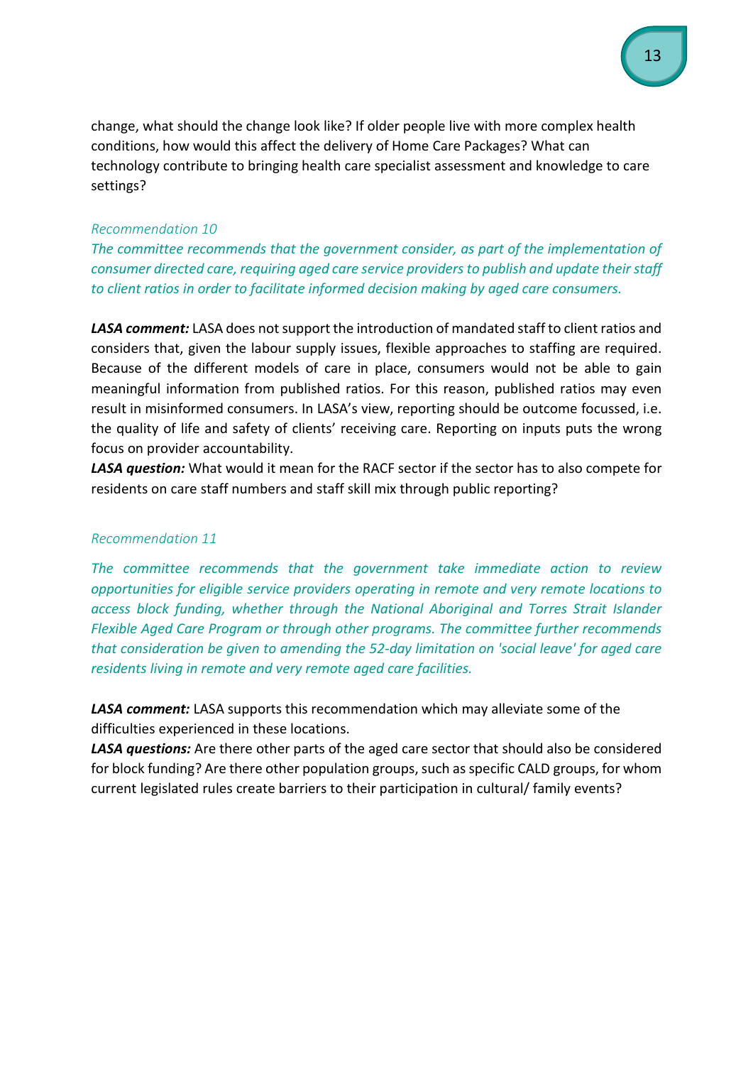change, what should the change look like? If older people live with more complex health conditions, how would this affect the delivery of Home Care Packages? What can technology contribute to bringing health care specialist assessment and knowledge to care settings?

*Recommendation 10*

*The committee recommends that the government consider, as part of the implementation of consumer directed care, requiring aged care service providers to publish and update their staff to client ratios in order to facilitate informed decision making by aged care consumers.*

***LASA comment:*** LASA does not support the introduction of mandated staff to client ratios and considers that, given the labour supply issues, flexible approaches to staffing are required. Because of the different models of care in place, consumers would not be able to gain meaningful information from published ratios. For this reason, published ratios may even result in misinformed consumers. In LASA's view, reporting should be outcome focussed, i.e. the quality of life and safety of clients' receiving care. Reporting on inputs puts the wrong focus on provider accountability.

***LASA question:*** What would it mean for the RACF sector if the sector has to also compete for residents on care staff numbers and staff skill mix through public reporting?

*Recommendation 11*

*The committee recommends that the government take immediate action to review opportunities for eligible service providers operating in remote and very remote locations to access block funding, whether through the National Aboriginal and Torres Strait Islander Flexible Aged Care Program or through other programs. The committee further recommends that consideration be given to amending the 52-day limitation on 'social leave' for aged care residents living in remote and very remote aged care facilities.*

***LASA comment:*** LASA supports this recommendation which may alleviate some of the difficulties experienced in these locations.

***LASA questions:*** Are there other parts of the aged care sector that should also be considered for block funding? Are there other population groups, such as specific CALD groups, for whom current legislated rules create barriers to their participation in cultural/ family events?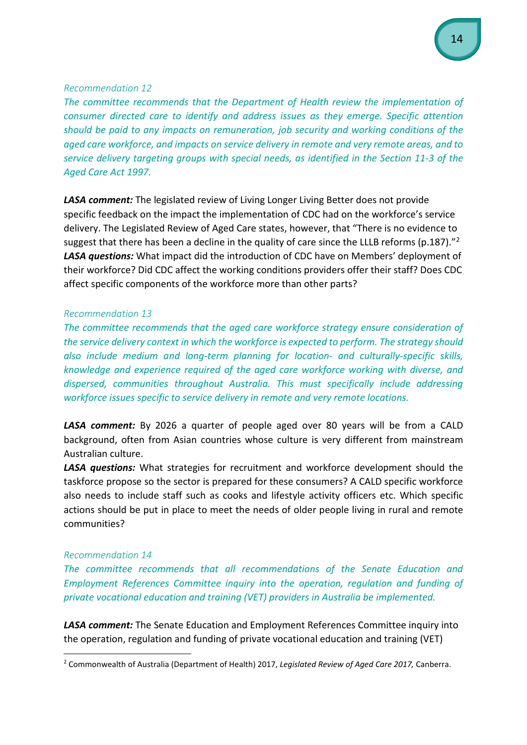*Recommendation 12*

*The committee recommends that the Department of Health review the implementation of consumer directed care to identify and address issues as they emerge. Specific attention should be paid to any impacts on remuneration, job security and working conditions of the aged care workforce, and impacts on service delivery in remote and very remote areas, and to service delivery targeting groups with special needs, as identified in the Section 11-3 of the Aged Care Act 1997.*

***LASA comment:*** The legislated review of Living Longer Living Better does not provide specific feedback on the impact the implementation of CDC had on the workforce's service delivery. The Legislated Review of Aged Care states, however, that "There is no evidence to suggest that there has been a decline in the quality of care since the LLLB reforms (p.187)."[2]

***LASA questions:*** What impact did the introduction of CDC have on Members' deployment of their workforce? Did CDC affect the working conditions providers offer their staff? Does CDC affect specific components of the workforce more than other parts?

*Recommendation 13*

*The committee recommends that the aged care workforce strategy ensure consideration of the service delivery context in which the workforce is expected to perform. The strategy should also include medium and long-term planning for location- and culturally-specific skills, knowledge and experience required of the aged care workforce working with diverse, and dispersed, communities throughout Australia. This must specifically include addressing workforce issues specific to service delivery in remote and very remote locations.*

***LASA comment:*** By 2026 a quarter of people aged over 80 years will be from a CALD background, often from Asian countries whose culture is very different from mainstream Australian culture.

***LASA questions:*** What strategies for recruitment and workforce development should the taskforce propose so the sector is prepared for these consumers? A CALD specific workforce also needs to include staff such as cooks and lifestyle activity officers etc. Which specific actions should be put in place to meet the needs of older people living in rural and remote communities?

*Recommendation 14*

*The committee recommends that all recommendations of the Senate Education and Employment References Committee inquiry into the operation, regulation and funding of private vocational education and training (VET) providers in Australia be implemented.*

***LASA comment:*** The Senate Education and Employment References Committee inquiry into the operation, regulation and funding of private vocational education and training (VET)

---

[2] Commonwealth of Australia (Department of Health) 2017, *Legislated Review of Aged Care 2017,* Canberra.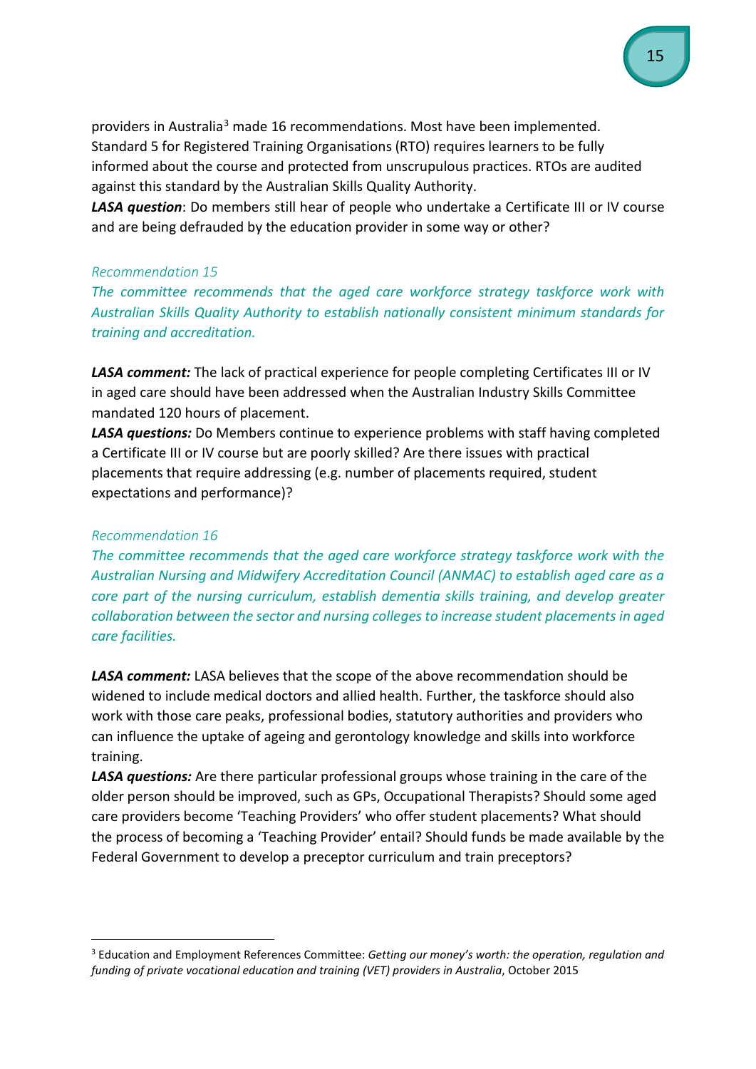providers in Australia[3] made 16 recommendations. Most have been implemented. Standard 5 for Registered Training Organisations (RTO) requires learners to be fully informed about the course and protected from unscrupulous practices. RTOs are audited against this standard by the Australian Skills Quality Authority.

***LASA question***: Do members still hear of people who undertake a Certificate III or IV course and are being defrauded by the education provider in some way or other?

*Recommendation 15*

*The committee recommends that the aged care workforce strategy taskforce work with Australian Skills Quality Authority to establish nationally consistent minimum standards for training and accreditation.*

***LASA comment:*** The lack of practical experience for people completing Certificates III or IV in aged care should have been addressed when the Australian Industry Skills Committee mandated 120 hours of placement.

***LASA questions:*** Do Members continue to experience problems with staff having completed a Certificate III or IV course but are poorly skilled? Are there issues with practical placements that require addressing (e.g. number of placements required, student expectations and performance)?

*Recommendation 16*

*The committee recommends that the aged care workforce strategy taskforce work with the Australian Nursing and Midwifery Accreditation Council (ANMAC) to establish aged care as a core part of the nursing curriculum, establish dementia skills training, and develop greater collaboration between the sector and nursing colleges to increase student placements in aged care facilities.*

***LASA comment:*** LASA believes that the scope of the above recommendation should be widened to include medical doctors and allied health. Further, the taskforce should also work with those care peaks, professional bodies, statutory authorities and providers who can influence the uptake of ageing and gerontology knowledge and skills into workforce training.

***LASA questions:*** Are there particular professional groups whose training in the care of the older person should be improved, such as GPs, Occupational Therapists? Should some aged care providers become 'Teaching Providers' who offer student placements? What should the process of becoming a 'Teaching Provider' entail? Should funds be made available by the Federal Government to develop a preceptor curriculum and train preceptors?

---

[3] Education and Employment References Committee: *Getting our money's worth: the operation, regulation and funding of private vocational education and training (VET) providers in Australia*, October 2015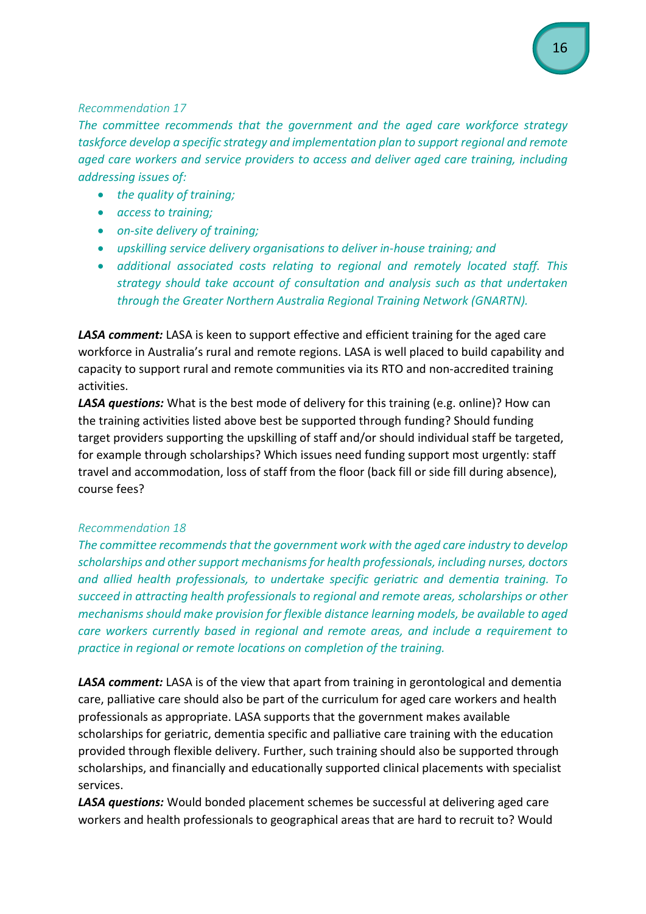*Recommendation 17*

*The committee recommends that the government and the aged care workforce strategy taskforce develop a specific strategy and implementation plan to support regional and remote aged care workers and service providers to access and deliver aged care training, including addressing issues of:*

- *the quality of training;*
- *access to training;*
- *on-site delivery of training;*
- *upskilling service delivery organisations to deliver in-house training; and*
- *additional associated costs relating to regional and remotely located staff. This strategy should take account of consultation and analysis such as that undertaken through the Greater Northern Australia Regional Training Network (GNARTN).*

***LASA comment:*** LASA is keen to support effective and efficient training for the aged care workforce in Australia's rural and remote regions. LASA is well placed to build capability and capacity to support rural and remote communities via its RTO and non-accredited training activities.

***LASA questions:*** What is the best mode of delivery for this training (e.g. online)? How can the training activities listed above best be supported through funding? Should funding target providers supporting the upskilling of staff and/or should individual staff be targeted, for example through scholarships? Which issues need funding support most urgently: staff travel and accommodation, loss of staff from the floor (back fill or side fill during absence), course fees?

*Recommendation 18*

*The committee recommends that the government work with the aged care industry to develop scholarships and other support mechanisms for health professionals, including nurses, doctors and allied health professionals, to undertake specific geriatric and dementia training. To succeed in attracting health professionals to regional and remote areas, scholarships or other mechanisms should make provision for flexible distance learning models, be available to aged care workers currently based in regional and remote areas, and include a requirement to practice in regional or remote locations on completion of the training.*

***LASA comment:*** LASA is of the view that apart from training in gerontological and dementia care, palliative care should also be part of the curriculum for aged care workers and health professionals as appropriate. LASA supports that the government makes available scholarships for geriatric, dementia specific and palliative care training with the education provided through flexible delivery. Further, such training should also be supported through scholarships, and financially and educationally supported clinical placements with specialist services.

***LASA questions:*** Would bonded placement schemes be successful at delivering aged care workers and health professionals to geographical areas that are hard to recruit to? Would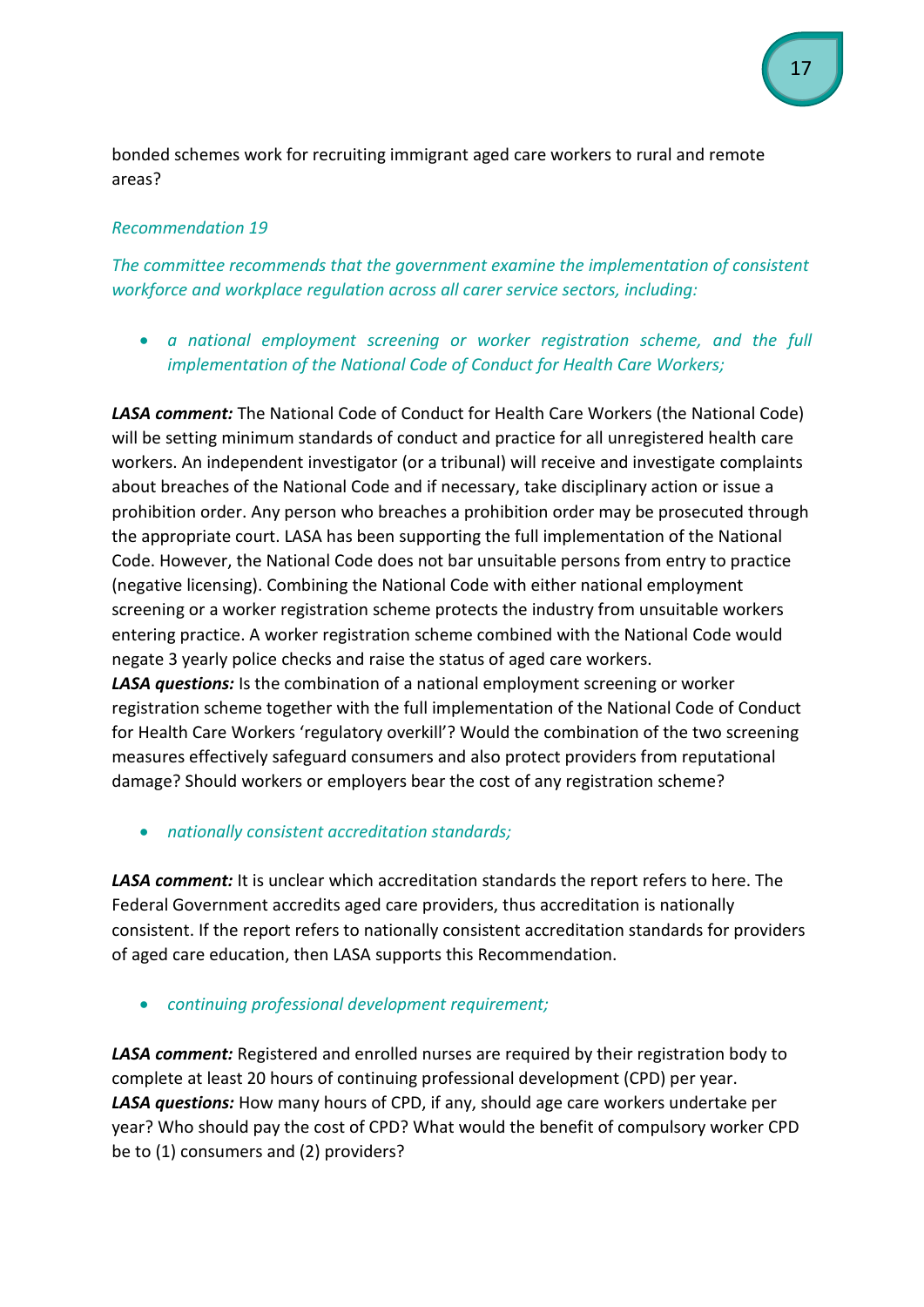bonded schemes work for recruiting immigrant aged care workers to rural and remote areas?

*Recommendation 19*

*The committee recommends that the government examine the implementation of consistent workforce and workplace regulation across all carer service sectors, including:*

- *a national employment screening or worker registration scheme, and the full implementation of the National Code of Conduct for Health Care Workers;*

***LASA comment:*** The National Code of Conduct for Health Care Workers (the National Code) will be setting minimum standards of conduct and practice for all unregistered health care workers. An independent investigator (or a tribunal) will receive and investigate complaints about breaches of the National Code and if necessary, take disciplinary action or issue a prohibition order. Any person who breaches a prohibition order may be prosecuted through the appropriate court. LASA has been supporting the full implementation of the National Code. However, the National Code does not bar unsuitable persons from entry to practice (negative licensing). Combining the National Code with either national employment screening or a worker registration scheme protects the industry from unsuitable workers entering practice. A worker registration scheme combined with the National Code would negate 3 yearly police checks and raise the status of aged care workers.
***LASA questions:*** Is the combination of a national employment screening or worker registration scheme together with the full implementation of the National Code of Conduct for Health Care Workers 'regulatory overkill'? Would the combination of the two screening measures effectively safeguard consumers and also protect providers from reputational damage? Should workers or employers bear the cost of any registration scheme?

- *nationally consistent accreditation standards;*

***LASA comment:*** It is unclear which accreditation standards the report refers to here. The Federal Government accredits aged care providers, thus accreditation is nationally consistent. If the report refers to nationally consistent accreditation standards for providers of aged care education, then LASA supports this Recommendation.

- *continuing professional development requirement;*

***LASA comment:*** Registered and enrolled nurses are required by their registration body to complete at least 20 hours of continuing professional development (CPD) per year.
***LASA questions:*** How many hours of CPD, if any, should age care workers undertake per year? Who should pay the cost of CPD? What would the benefit of compulsory worker CPD be to (1) consumers and (2) providers?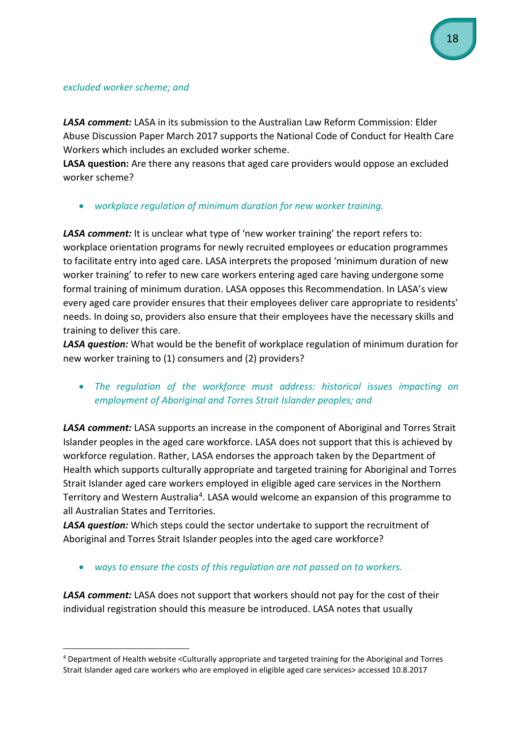*excluded worker scheme; and*

***LASA comment:*** LASA in its submission to the Australian Law Reform Commission: Elder Abuse Discussion Paper March 2017 supports the National Code of Conduct for Health Care Workers which includes an excluded worker scheme.
**LASA question:** Are there any reasons that aged care providers would oppose an excluded worker scheme?

- *workplace regulation of minimum duration for new worker training.*

***LASA comment:*** It is unclear what type of 'new worker training' the report refers to: workplace orientation programs for newly recruited employees or education programmes to facilitate entry into aged care. LASA interprets the proposed 'minimum duration of new worker training' to refer to new care workers entering aged care having undergone some formal training of minimum duration. LASA opposes this Recommendation. In LASA's view every aged care provider ensures that their employees deliver care appropriate to residents' needs. In doing so, providers also ensure that their employees have the necessary skills and training to deliver this care.
***LASA question:*** What would be the benefit of workplace regulation of minimum duration for new worker training to (1) consumers and (2) providers?

- *The regulation of the workforce must address: historical issues impacting on employment of Aboriginal and Torres Strait Islander peoples; and*

***LASA comment:*** LASA supports an increase in the component of Aboriginal and Torres Strait Islander peoples in the aged care workforce. LASA does not support that this is achieved by workforce regulation. Rather, LASA endorses the approach taken by the Department of Health which supports culturally appropriate and targeted training for Aboriginal and Torres Strait Islander aged care workers employed in eligible aged care services in the Northern Territory and Western Australia[4]. LASA would welcome an expansion of this programme to all Australian States and Territories.
***LASA question:*** Which steps could the sector undertake to support the recruitment of Aboriginal and Torres Strait Islander peoples into the aged care workforce?

- *ways to ensure the costs of this regulation are not passed on to workers.*

***LASA comment:*** LASA does not support that workers should not pay for the cost of their individual registration should this measure be introduced. LASA notes that usually

[4] Department of Health website <Culturally appropriate and targeted training for the Aboriginal and Torres Strait Islander aged care workers who are employed in eligible aged care services> accessed 10.8.2017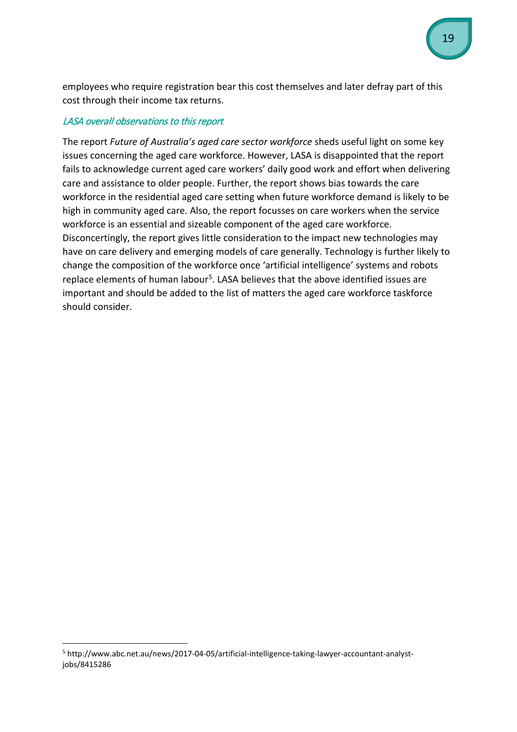employees who require registration bear this cost themselves and later defray part of this cost through their income tax returns.

### *LASA overall observations to this report*

The report *Future of Australia's aged care sector workforce* sheds useful light on some key issues concerning the aged care workforce. However, LASA is disappointed that the report fails to acknowledge current aged care workers' daily good work and effort when delivering care and assistance to older people. Further, the report shows bias towards the care workforce in the residential aged care setting when future workforce demand is likely to be high in community aged care. Also, the report focusses on care workers when the service workforce is an essential and sizeable component of the aged care workforce. Disconcertingly, the report gives little consideration to the impact new technologies may have on care delivery and emerging models of care generally. Technology is further likely to change the composition of the workforce once 'artificial intelligence' systems and robots replace elements of human labour[5]. LASA believes that the above identified issues are important and should be added to the list of matters the aged care workforce taskforce should consider.

---

[5] http://www.abc.net.au/news/2017-04-05/artificial-intelligence-taking-lawyer-accountant-analyst-jobs/8415286